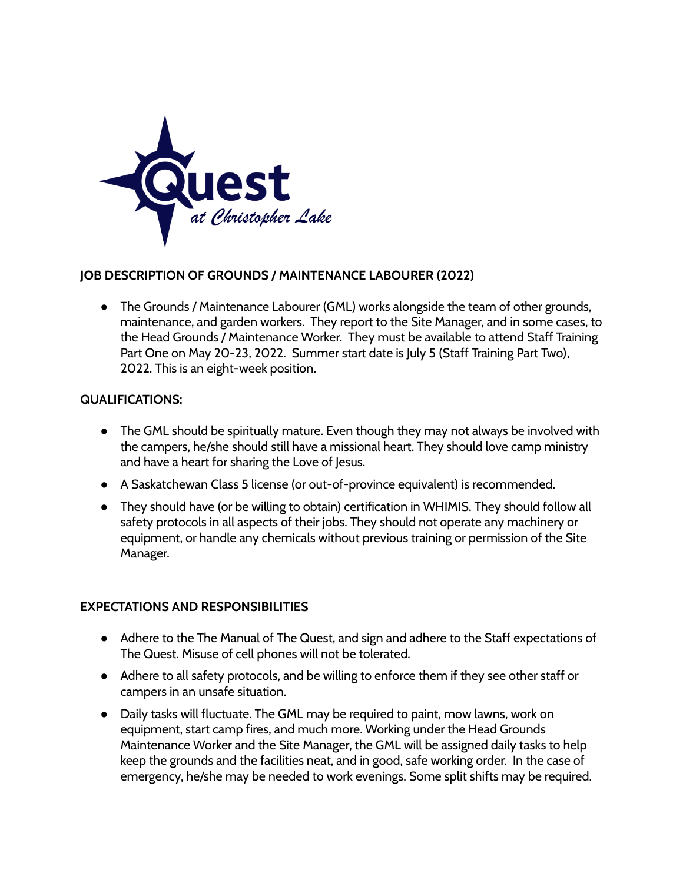## JOB DESCRIPTION OF GROUNDS / MAINTENANCE LABOURER (2022)

- The Grounds / Maintenance Labourer (GML) works alongside the team of other grounds, maintenance, and garden workers. They report to the Site Manager, and in some cases, to the Head Grounds / Maintenance Worker. They must be available to attend Staff Training Part One on May 20-23, 2022. Summer start date is July 5 (Staff Training Part Two), 2022. This is an eight-week position.

## QUALIFICATIONS:

- The GML should be spiritually mature. Even though they may not always be involved with the campers, he/she should still have a missional heart. They should love camp ministry and have a heart for sharing the Love of Jesus.
- A Saskatchewan Class 5 license (or out-of-province equivalent) is recommended.
- They should have (or be willing to obtain) certification in WHIMIS. They should follow all safety protocols in all aspects of their jobs. They should not operate any machinery or equipment, or handle any chemicals without previous training or permission of the Site Manager.

## EXPECTATIONS AND RESPONSIBILITIES

- Adhere to the The Manual of The Quest, and sign and adhere to the Staff expectations of The Quest. Misuse of cell phones will not be tolerated.
- Adhere to all safety protocols, and be willing to enforce them if they see other staff or campers in an unsafe situation.
- Daily tasks will fluctuate. The GML may be required to paint, mow lawns, work on equipment, start camp fires, and much more. Working under the Head Grounds Maintenance Worker and the Site Manager, the GML will be assigned daily tasks to help keep the grounds and the facilities neat, and in good, safe working order. In the case of emergency, he/she may be needed to work evenings. Some split shifts may be required.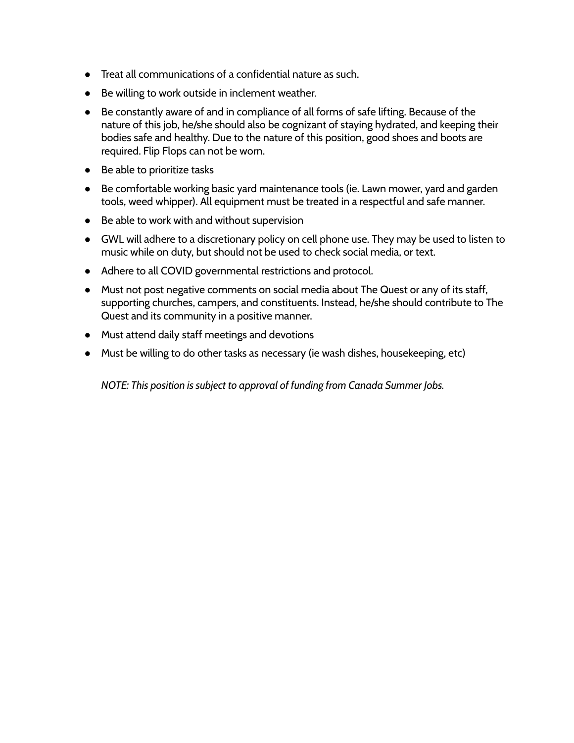- Treat all communications of a confidential nature as such.
- Be willing to work outside in inclement weather.
- Be constantly aware of and in compliance of all forms of safe lifting. Because of the nature of this job, he/she should also be cognizant of staying hydrated, and keeping their bodies safe and healthy. Due to the nature of this position, good shoes and boots are required. Flip Flops can not be worn.
- Be able to prioritize tasks
- Be comfortable working basic yard maintenance tools (ie. Lawn mower, yard and garden tools, weed whipper). All equipment must be treated in a respectful and safe manner.
- Be able to work with and without supervision
- GWL will adhere to a discretionary policy on cell phone use. They may be used to listen to music while on duty, but should not be used to check social media, or text.
- Adhere to all COVID governmental restrictions and protocol.
- Must not post negative comments on social media about The Quest or any of its staff, supporting churches, campers, and constituents. Instead, he/she should contribute to The Quest and its community in a positive manner.
- Must attend daily staff meetings and devotions
- Must be willing to do other tasks as necessary (ie wash dishes, housekeeping, etc)

*NOTE: This position is subject to approval of funding from Canada Summer Jobs.*